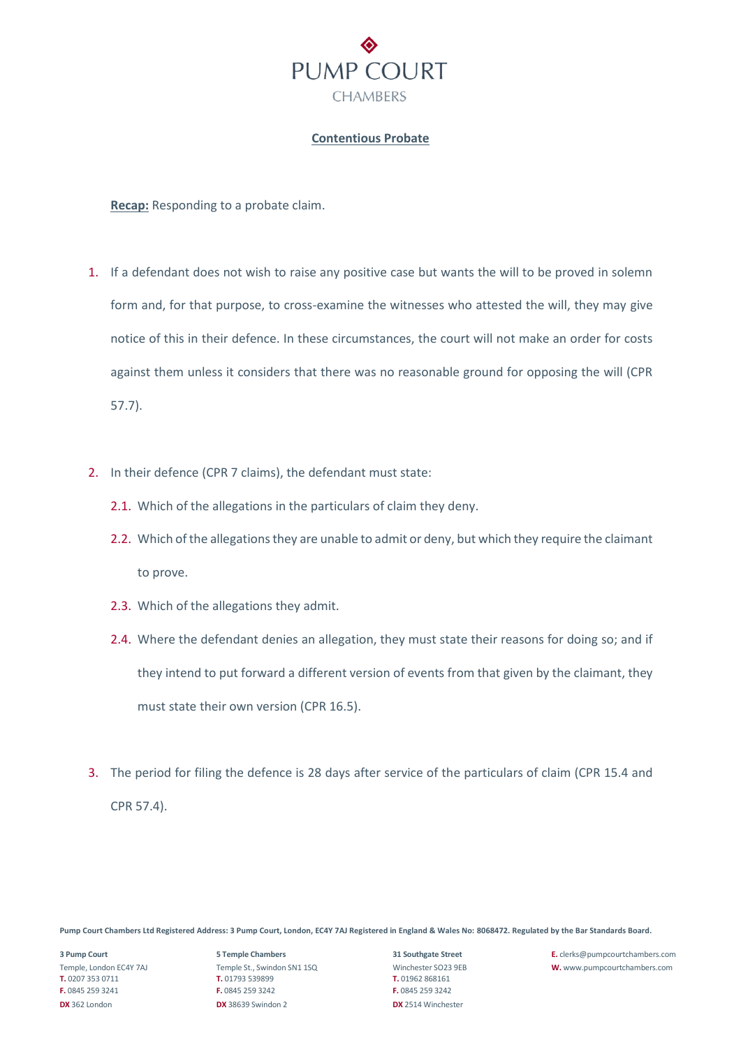# PUMP COURT CHAMBERS

## Contentious Probate

**Recap:** Responding to a probate claim.

1. If a defendant does not wish to raise any positive case but wants the will to be proved in solemn form and, for that purpose, to cross-examine the witnesses who attested the will, they may give notice of this in their defence. In these circumstances, the court will not make an order for costs against them unless it considers that there was no reasonable ground for opposing the will (CPR 57.7).

2. In their defence (CPR 7 claims), the defendant must state:

   2.1. Which of the allegations in the particulars of claim they deny.

   2.2. Which of the allegations they are unable to admit or deny, but which they require the claimant to prove.

   2.3. Which of the allegations they admit.

   2.4. Where the defendant denies an allegation, they must state their reasons for doing so; and if they intend to put forward a different version of events from that given by the claimant, they must state their own version (CPR 16.5).

3. The period for filing the defence is 28 days after service of the particulars of claim (CPR 15.4 and CPR 57.4).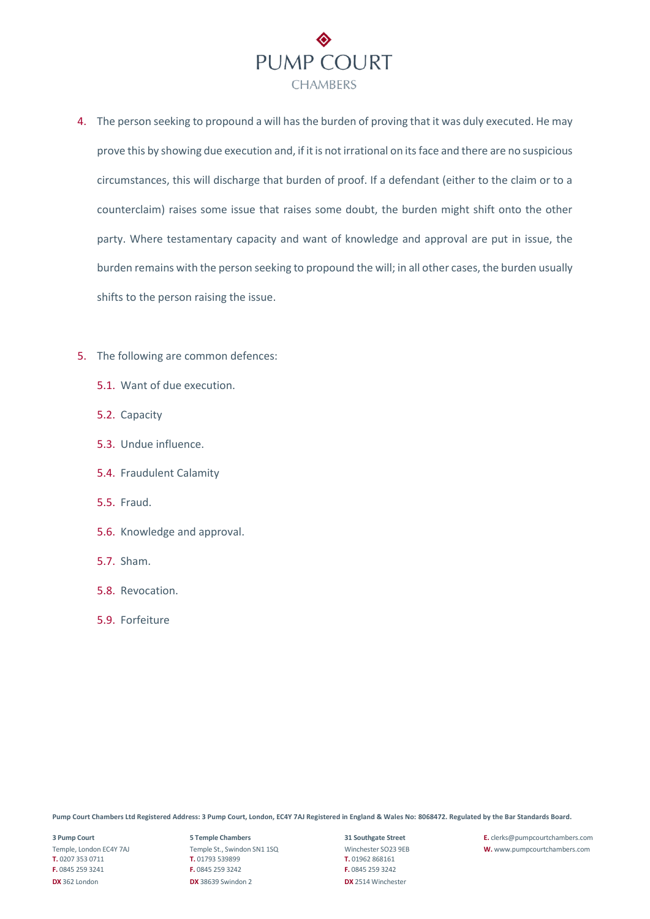4. The person seeking to propound a will has the burden of proving that it was duly executed. He may prove this by showing due execution and, if it is not irrational on its face and there are no suspicious circumstances, this will discharge that burden of proof. If a defendant (either to the claim or to a counterclaim) raises some issue that raises some doubt, the burden might shift onto the other party. Where testamentary capacity and want of knowledge and approval are put in issue, the burden remains with the person seeking to propound the will; in all other cases, the burden usually shifts to the person raising the issue.

5. The following are common defences:

   5.1. Want of due execution.

   5.2. Capacity

   5.3. Undue influence.

   5.4. Fraudulent Calamity

   5.5. Fraud.

   5.6. Knowledge and approval.

   5.7. Sham.

   5.8. Revocation.

   5.9. Forfeiture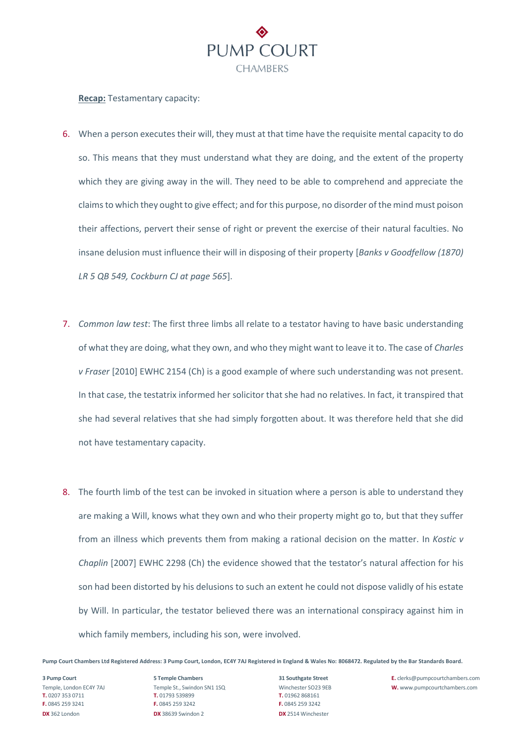**<u>Recap:</u>** Testamentary capacity:

6. When a person executes their will, they must at that time have the requisite mental capacity to do so. This means that they must understand what they are doing, and the extent of the property which they are giving away in the will. They need to be able to comprehend and appreciate the claims to which they ought to give effect; and for this purpose, no disorder of the mind must poison their affections, pervert their sense of right or prevent the exercise of their natural faculties. No insane delusion must influence their will in disposing of their property [*Banks v Goodfellow (1870) LR 5 QB 549, Cockburn CJ at page 565*].

7. *Common law test*: The first three limbs all relate to a testator having to have basic understanding of what they are doing, what they own, and who they might want to leave it to. The case of *Charles v Fraser* [2010] EWHC 2154 (Ch) is a good example of where such understanding was not present. In that case, the testatrix informed her solicitor that she had no relatives. In fact, it transpired that she had several relatives that she had simply forgotten about. It was therefore held that she did not have testamentary capacity.

8. The fourth limb of the test can be invoked in situation where a person is able to understand they are making a Will, knows what they own and who their property might go to, but that they suffer from an illness which prevents them from making a rational decision on the matter. In *Kostic v Chaplin* [2007] EWHC 2298 (Ch) the evidence showed that the testator's natural affection for his son had been distorted by his delusions to such an extent he could not dispose validly of his estate by Will. In particular, the testator believed there was an international conspiracy against him in which family members, including his son, were involved.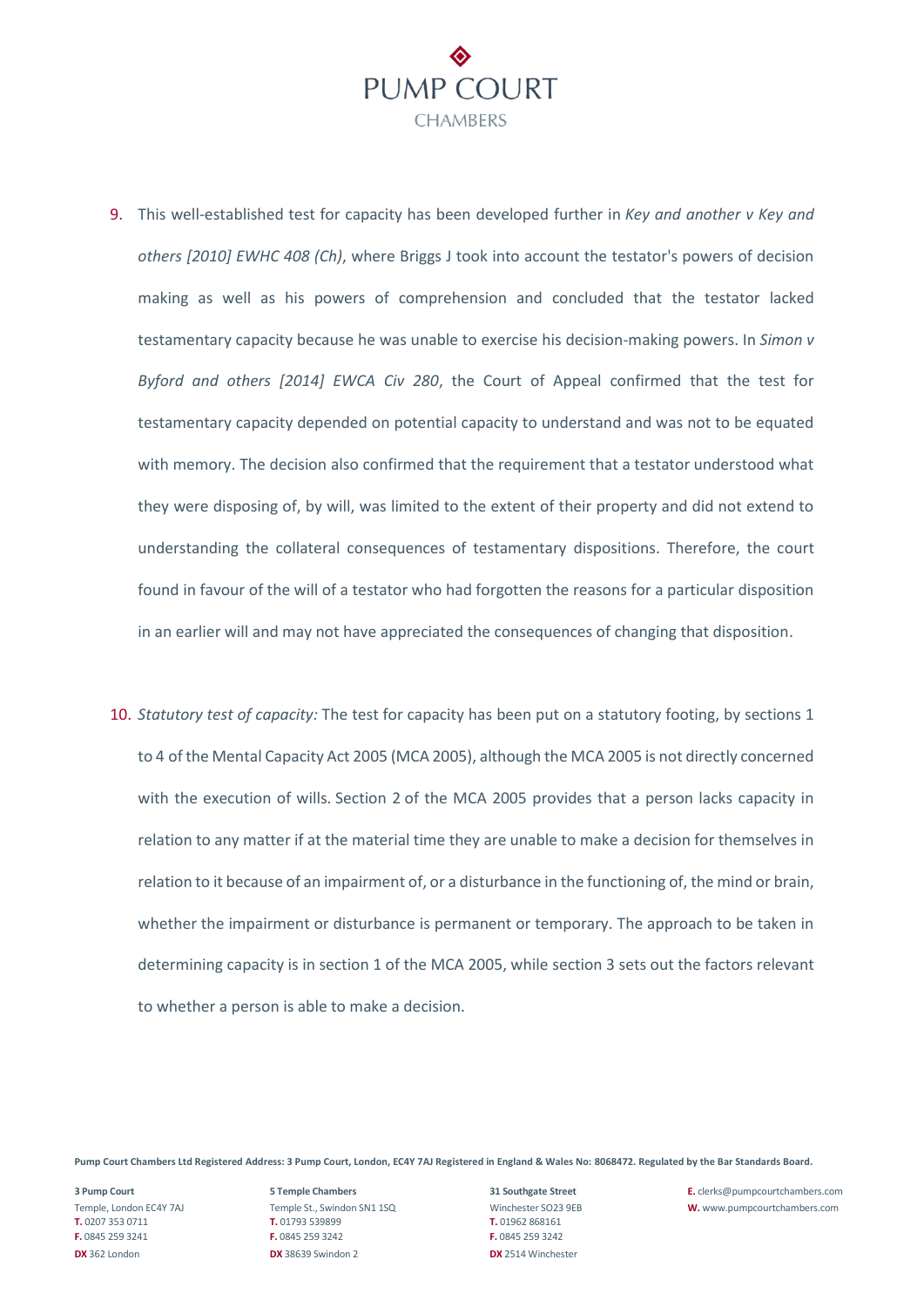9. This well-established test for capacity has been developed further in *Key and another v Key and others [2010] EWHC 408 (Ch)*, where Briggs J took into account the testator's powers of decision making as well as his powers of comprehension and concluded that the testator lacked testamentary capacity because he was unable to exercise his decision-making powers. In *Simon v Byford and others [2014] EWCA Civ 280*, the Court of Appeal confirmed that the test for testamentary capacity depended on potential capacity to understand and was not to be equated with memory. The decision also confirmed that the requirement that a testator understood what they were disposing of, by will, was limited to the extent of their property and did not extend to understanding the collateral consequences of testamentary dispositions. Therefore, the court found in favour of the will of a testator who had forgotten the reasons for a particular disposition in an earlier will and may not have appreciated the consequences of changing that disposition.

10. *Statutory test of capacity:* The test for capacity has been put on a statutory footing, by sections 1 to 4 of the Mental Capacity Act 2005 (MCA 2005), although the MCA 2005 is not directly concerned with the execution of wills. Section 2 of the MCA 2005 provides that a person lacks capacity in relation to any matter if at the material time they are unable to make a decision for themselves in relation to it because of an impairment of, or a disturbance in the functioning of, the mind or brain, whether the impairment or disturbance is permanent or temporary. The approach to be taken in determining capacity is in section 1 of the MCA 2005, while section 3 sets out the factors relevant to whether a person is able to make a decision.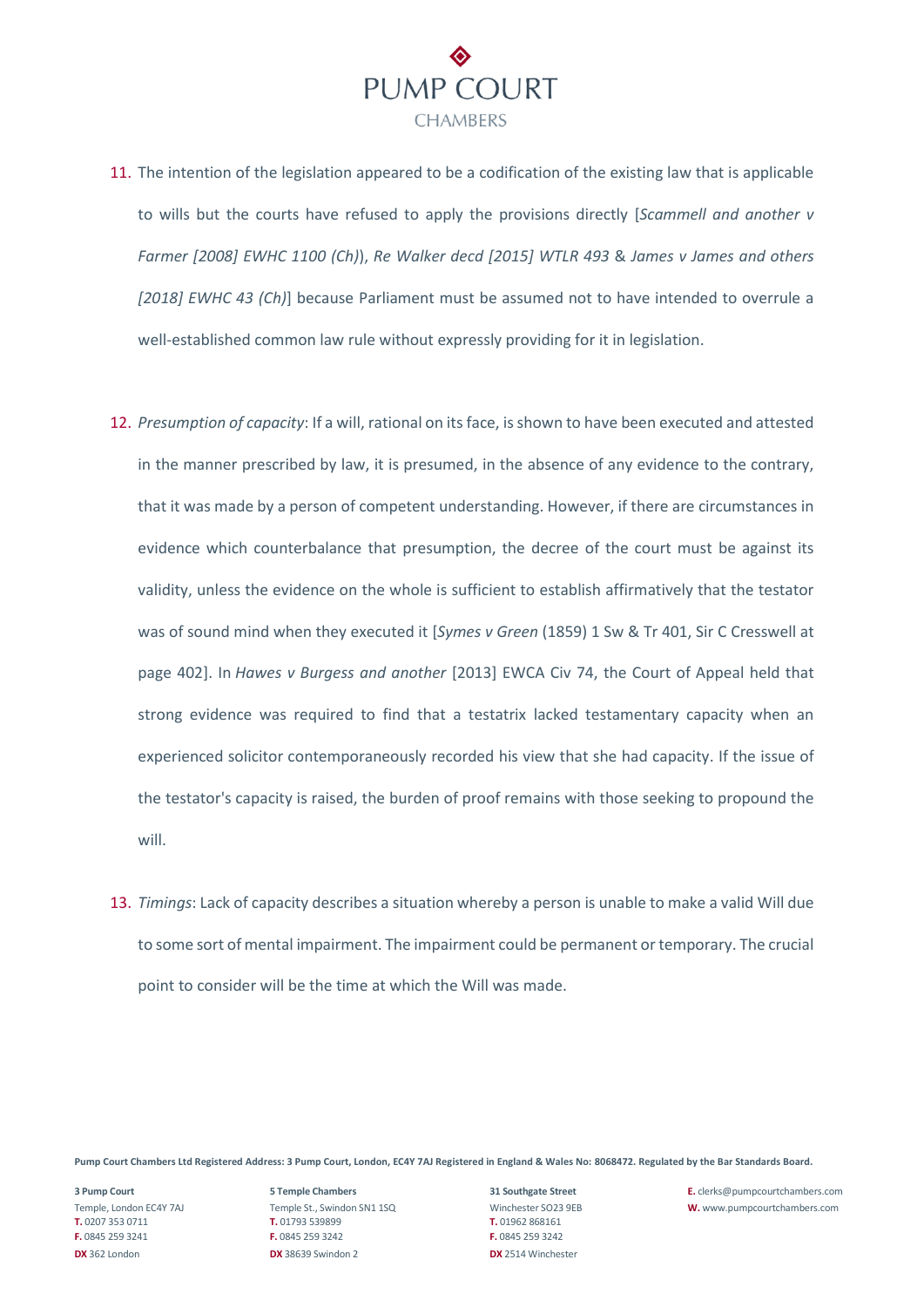11. The intention of the legislation appeared to be a codification of the existing law that is applicable to wills but the courts have refused to apply the provisions directly [*Scammell and another v Farmer [2008] EWHC 1100 (Ch)*), *Re Walker decd [2015] WTLR 493* & *James v James and others [2018] EWHC 43 (Ch)*] because Parliament must be assumed not to have intended to overrule a well-established common law rule without expressly providing for it in legislation.

12. *Presumption of capacity*: If a will, rational on its face, is shown to have been executed and attested in the manner prescribed by law, it is presumed, in the absence of any evidence to the contrary, that it was made by a person of competent understanding. However, if there are circumstances in evidence which counterbalance that presumption, the decree of the court must be against its validity, unless the evidence on the whole is sufficient to establish affirmatively that the testator was of sound mind when they executed it [*Symes v Green* (1859) 1 Sw & Tr 401, Sir C Cresswell at page 402]. In *Hawes v Burgess and another* [2013] EWCA Civ 74, the Court of Appeal held that strong evidence was required to find that a testatrix lacked testamentary capacity when an experienced solicitor contemporaneously recorded his view that she had capacity. If the issue of the testator's capacity is raised, the burden of proof remains with those seeking to propound the will.

13. *Timings*: Lack of capacity describes a situation whereby a person is unable to make a valid Will due to some sort of mental impairment. The impairment could be permanent or temporary. The crucial point to consider will be the time at which the Will was made.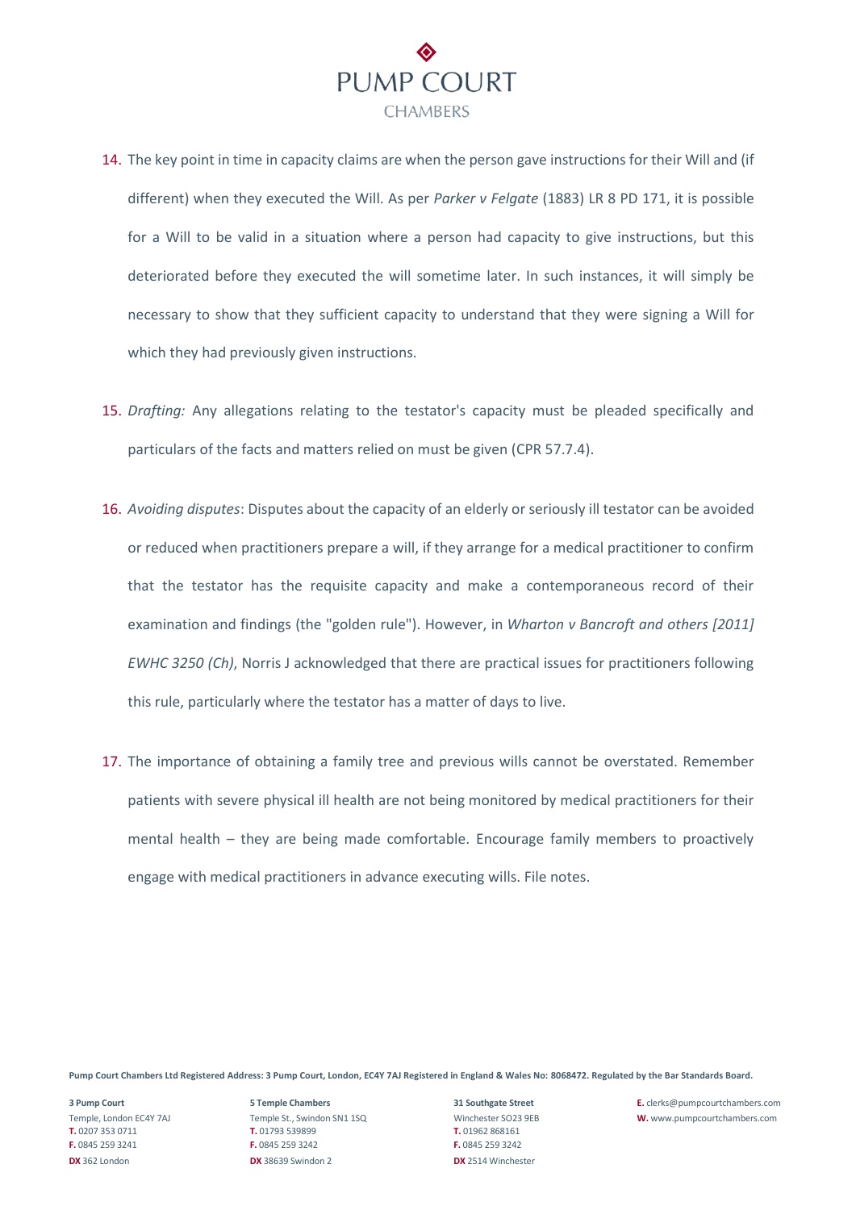14. The key point in time in capacity claims are when the person gave instructions for their Will and (if different) when they executed the Will. As per *Parker v Felgate* (1883) LR 8 PD 171, it is possible for a Will to be valid in a situation where a person had capacity to give instructions, but this deteriorated before they executed the will sometime later. In such instances, it will simply be necessary to show that they sufficient capacity to understand that they were signing a Will for which they had previously given instructions.

15. *Drafting:* Any allegations relating to the testator's capacity must be pleaded specifically and particulars of the facts and matters relied on must be given (CPR 57.7.4).

16. *Avoiding disputes*: Disputes about the capacity of an elderly or seriously ill testator can be avoided or reduced when practitioners prepare a will, if they arrange for a medical practitioner to confirm that the testator has the requisite capacity and make a contemporaneous record of their examination and findings (the "golden rule"). However, in *Wharton v Bancroft and others [2011] EWHC 3250 (Ch)*, Norris J acknowledged that there are practical issues for practitioners following this rule, particularly where the testator has a matter of days to live.

17. The importance of obtaining a family tree and previous wills cannot be overstated. Remember patients with severe physical ill health are not being monitored by medical practitioners for their mental health – they are being made comfortable. Encourage family members to proactively engage with medical practitioners in advance executing wills. File notes.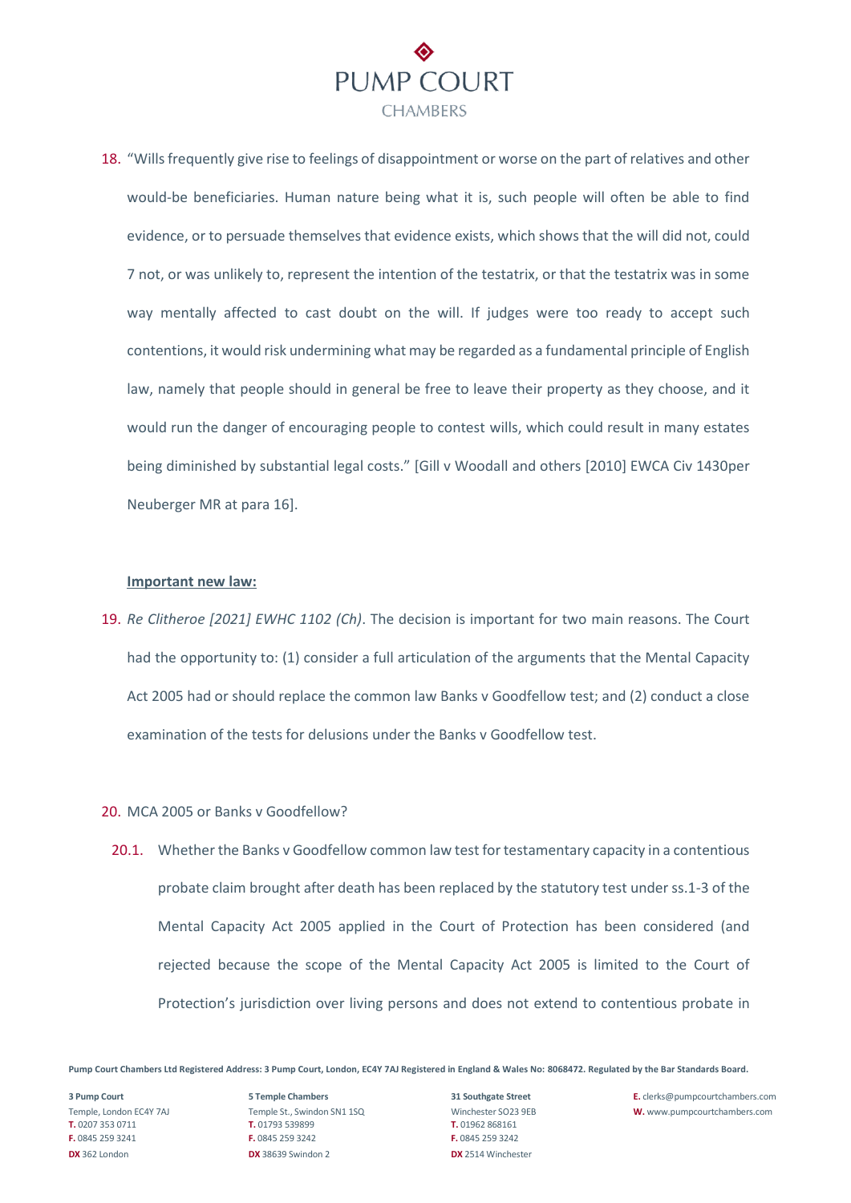18. "Wills frequently give rise to feelings of disappointment or worse on the part of relatives and other would-be beneficiaries. Human nature being what it is, such people will often be able to find evidence, or to persuade themselves that evidence exists, which shows that the will did not, could 7 not, or was unlikely to, represent the intention of the testatrix, or that the testatrix was in some way mentally affected to cast doubt on the will. If judges were too ready to accept such contentions, it would risk undermining what may be regarded as a fundamental principle of English law, namely that people should in general be free to leave their property as they choose, and it would run the danger of encouraging people to contest wills, which could result in many estates being diminished by substantial legal costs." [Gill v Woodall and others [2010] EWCA Civ 1430per Neuberger MR at para 16].

**Important new law:**

19. *Re Clitheroe [2021] EWHC 1102 (Ch)*. The decision is important for two main reasons. The Court had the opportunity to: (1) consider a full articulation of the arguments that the Mental Capacity Act 2005 had or should replace the common law Banks v Goodfellow test; and (2) conduct a close examination of the tests for delusions under the Banks v Goodfellow test.

20. MCA 2005 or Banks v Goodfellow?

    20.1. Whether the Banks v Goodfellow common law test for testamentary capacity in a contentious probate claim brought after death has been replaced by the statutory test under ss.1-3 of the Mental Capacity Act 2005 applied in the Court of Protection has been considered (and rejected because the scope of the Mental Capacity Act 2005 is limited to the Court of Protection's jurisdiction over living persons and does not extend to contentious probate in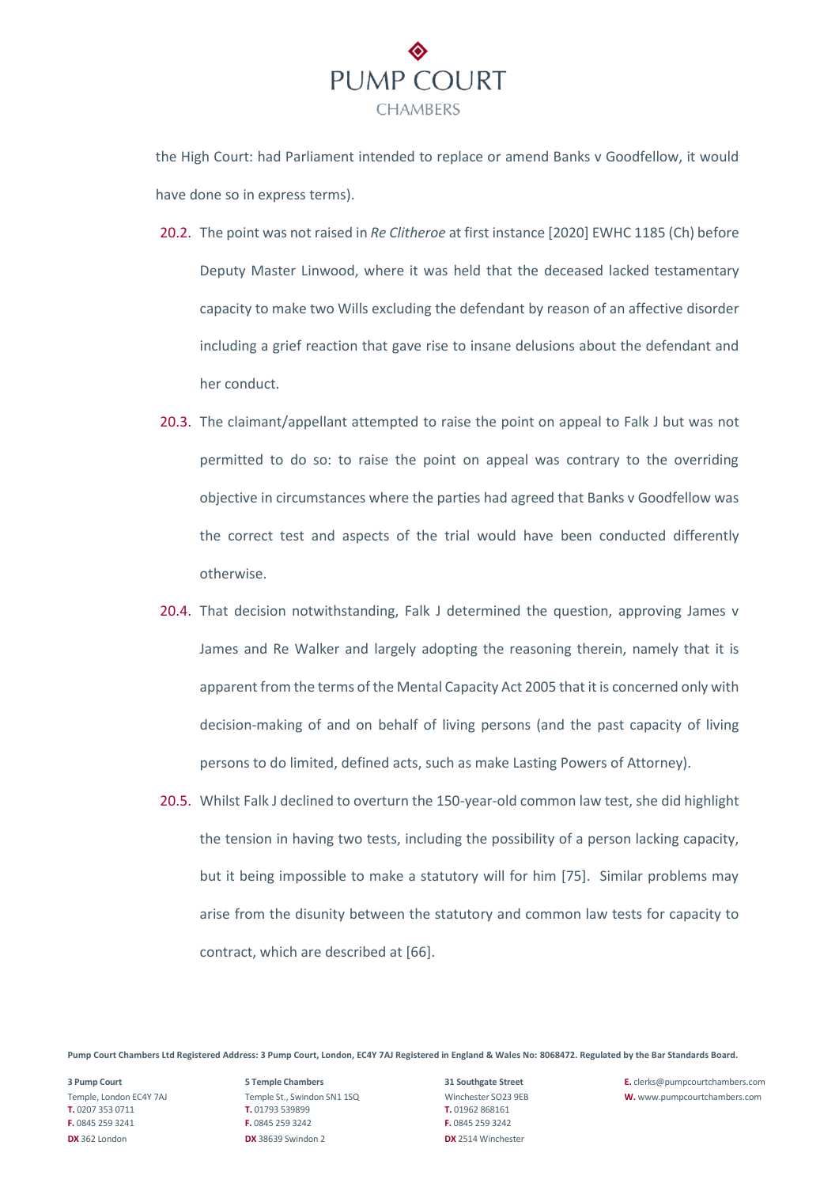the High Court: had Parliament intended to replace or amend Banks v Goodfellow, it would have done so in express terms).

20.2. The point was not raised in *Re Clitheroe* at first instance [2020] EWHC 1185 (Ch) before Deputy Master Linwood, where it was held that the deceased lacked testamentary capacity to make two Wills excluding the defendant by reason of an affective disorder including a grief reaction that gave rise to insane delusions about the defendant and her conduct.

20.3. The claimant/appellant attempted to raise the point on appeal to Falk J but was not permitted to do so: to raise the point on appeal was contrary to the overriding objective in circumstances where the parties had agreed that Banks v Goodfellow was the correct test and aspects of the trial would have been conducted differently otherwise.

20.4. That decision notwithstanding, Falk J determined the question, approving James v James and Re Walker and largely adopting the reasoning therein, namely that it is apparent from the terms of the Mental Capacity Act 2005 that it is concerned only with decision-making of and on behalf of living persons (and the past capacity of living persons to do limited, defined acts, such as make Lasting Powers of Attorney).

20.5. Whilst Falk J declined to overturn the 150-year-old common law test, she did highlight the tension in having two tests, including the possibility of a person lacking capacity, but it being impossible to make a statutory will for him [75]. Similar problems may arise from the disunity between the statutory and common law tests for capacity to contract, which are described at [66].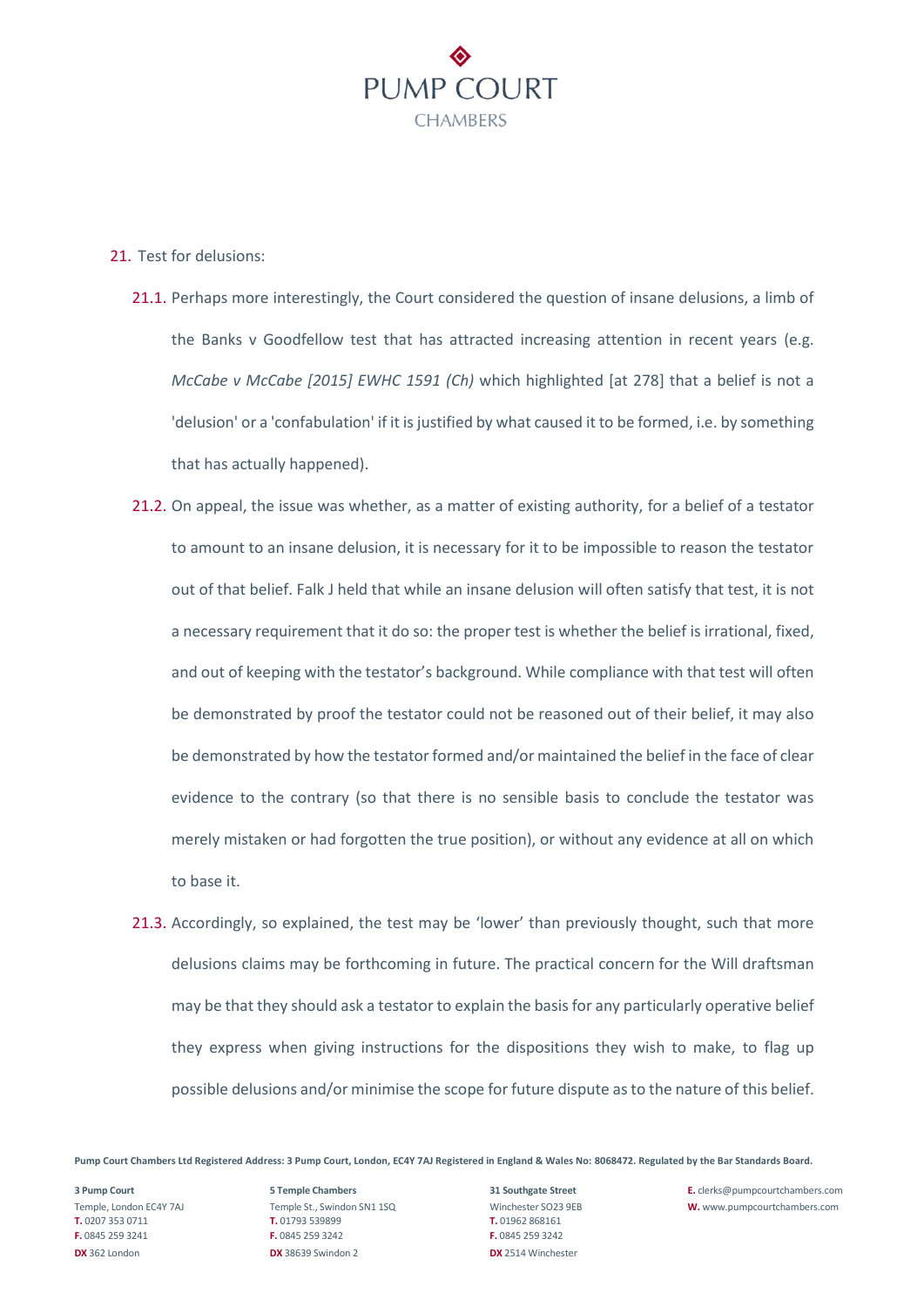21. Test for delusions:

21.1. Perhaps more interestingly, the Court considered the question of insane delusions, a limb of the Banks v Goodfellow test that has attracted increasing attention in recent years (e.g. *McCabe v McCabe [2015] EWHC 1591 (Ch)* which highlighted [at 278] that a belief is not a 'delusion' or a 'confabulation' if it is justified by what caused it to be formed, i.e. by something that has actually happened).

21.2. On appeal, the issue was whether, as a matter of existing authority, for a belief of a testator to amount to an insane delusion, it is necessary for it to be impossible to reason the testator out of that belief. Falk J held that while an insane delusion will often satisfy that test, it is not a necessary requirement that it do so: the proper test is whether the belief is irrational, fixed, and out of keeping with the testator's background. While compliance with that test will often be demonstrated by proof the testator could not be reasoned out of their belief, it may also be demonstrated by how the testator formed and/or maintained the belief in the face of clear evidence to the contrary (so that there is no sensible basis to conclude the testator was merely mistaken or had forgotten the true position), or without any evidence at all on which to base it.

21.3. Accordingly, so explained, the test may be 'lower' than previously thought, such that more delusions claims may be forthcoming in future. The practical concern for the Will draftsman may be that they should ask a testator to explain the basis for any particularly operative belief they express when giving instructions for the dispositions they wish to make, to flag up possible delusions and/or minimise the scope for future dispute as to the nature of this belief.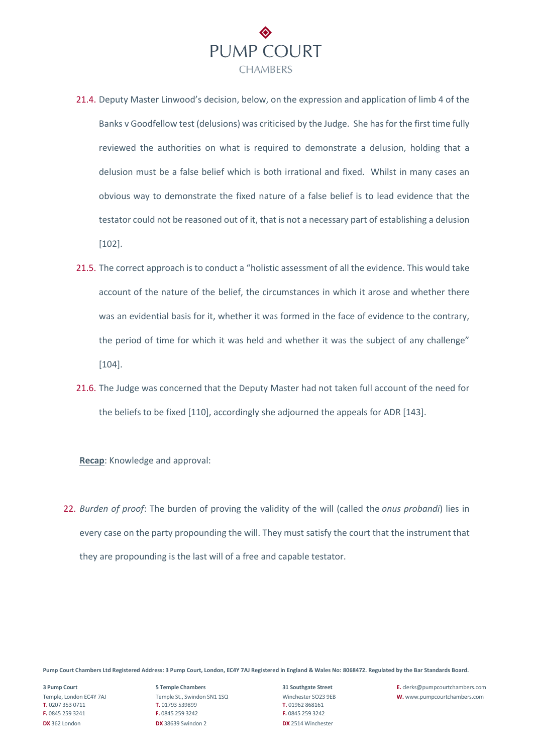21.4. Deputy Master Linwood's decision, below, on the expression and application of limb 4 of the Banks v Goodfellow test (delusions) was criticised by the Judge. She has for the first time fully reviewed the authorities on what is required to demonstrate a delusion, holding that a delusion must be a false belief which is both irrational and fixed. Whilst in many cases an obvious way to demonstrate the fixed nature of a false belief is to lead evidence that the testator could not be reasoned out of it, that is not a necessary part of establishing a delusion [102].

21.5. The correct approach is to conduct a "holistic assessment of all the evidence. This would take account of the nature of the belief, the circumstances in which it arose and whether there was an evidential basis for it, whether it was formed in the face of evidence to the contrary, the period of time for which it was held and whether it was the subject of any challenge" [104].

21.6. The Judge was concerned that the Deputy Master had not taken full account of the need for the beliefs to be fixed [110], accordingly she adjourned the appeals for ADR [143].

**Recap**: Knowledge and approval:

22. *Burden of proof*: The burden of proving the validity of the will (called the *onus probandi*) lies in every case on the party propounding the will. They must satisfy the court that the instrument that they are propounding is the last will of a free and capable testator.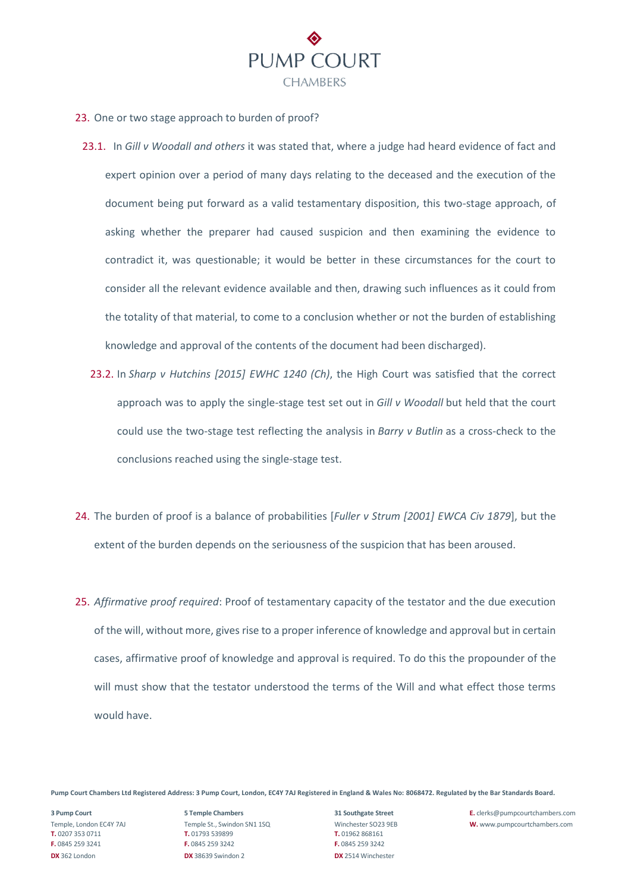23. One or two stage approach to burden of proof?

    23.1. In *Gill v Woodall and others* it was stated that, where a judge had heard evidence of fact and expert opinion over a period of many days relating to the deceased and the execution of the document being put forward as a valid testamentary disposition, this two-stage approach, of asking whether the preparer had caused suspicion and then examining the evidence to contradict it, was questionable; it would be better in these circumstances for the court to consider all the relevant evidence available and then, drawing such influences as it could from the totality of that material, to come to a conclusion whether or not the burden of establishing knowledge and approval of the contents of the document had been discharged).

    23.2. In *Sharp v Hutchins [2015] EWHC 1240 (Ch)*, the High Court was satisfied that the correct approach was to apply the single-stage test set out in *Gill v Woodall* but held that the court could use the two-stage test reflecting the analysis in *Barry v Butlin* as a cross-check to the conclusions reached using the single-stage test.

24. The burden of proof is a balance of probabilities [*Fuller v Strum [2001] EWCA Civ 1879*], but the extent of the burden depends on the seriousness of the suspicion that has been aroused.

25. *Affirmative proof required*: Proof of testamentary capacity of the testator and the due execution of the will, without more, gives rise to a proper inference of knowledge and approval but in certain cases, affirmative proof of knowledge and approval is required. To do this the propounder of the will must show that the testator understood the terms of the Will and what effect those terms would have.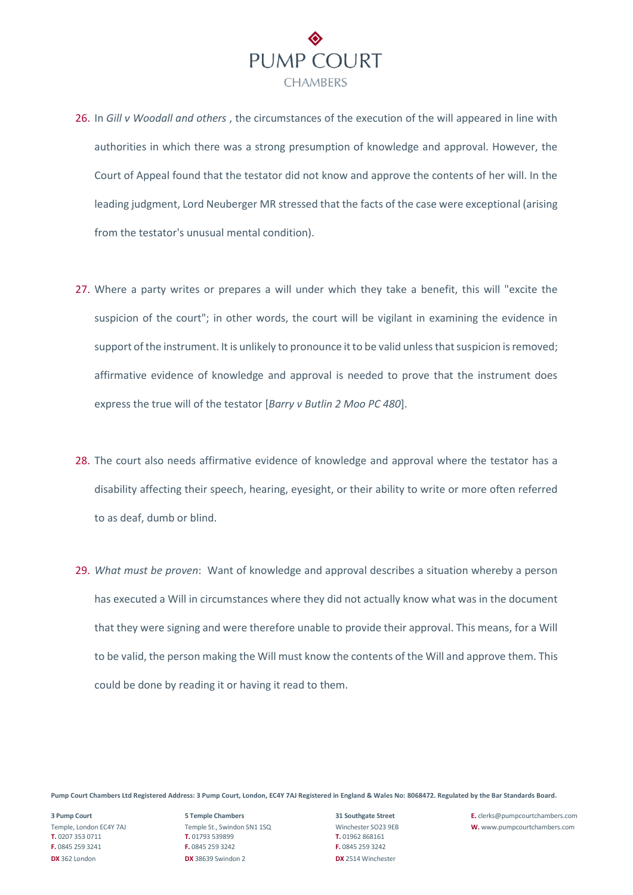26. In *Gill v Woodall and others* , the circumstances of the execution of the will appeared in line with authorities in which there was a strong presumption of knowledge and approval. However, the Court of Appeal found that the testator did not know and approve the contents of her will. In the leading judgment, Lord Neuberger MR stressed that the facts of the case were exceptional (arising from the testator's unusual mental condition).

27. Where a party writes or prepares a will under which they take a benefit, this will "excite the suspicion of the court"; in other words, the court will be vigilant in examining the evidence in support of the instrument. It is unlikely to pronounce it to be valid unless that suspicion is removed; affirmative evidence of knowledge and approval is needed to prove that the instrument does express the true will of the testator [*Barry v Butlin 2 Moo PC 480*].

28. The court also needs affirmative evidence of knowledge and approval where the testator has a disability affecting their speech, hearing, eyesight, or their ability to write or more often referred to as deaf, dumb or blind.

29. *What must be proven*: Want of knowledge and approval describes a situation whereby a person has executed a Will in circumstances where they did not actually know what was in the document that they were signing and were therefore unable to provide their approval. This means, for a Will to be valid, the person making the Will must know the contents of the Will and approve them. This could be done by reading it or having it read to them.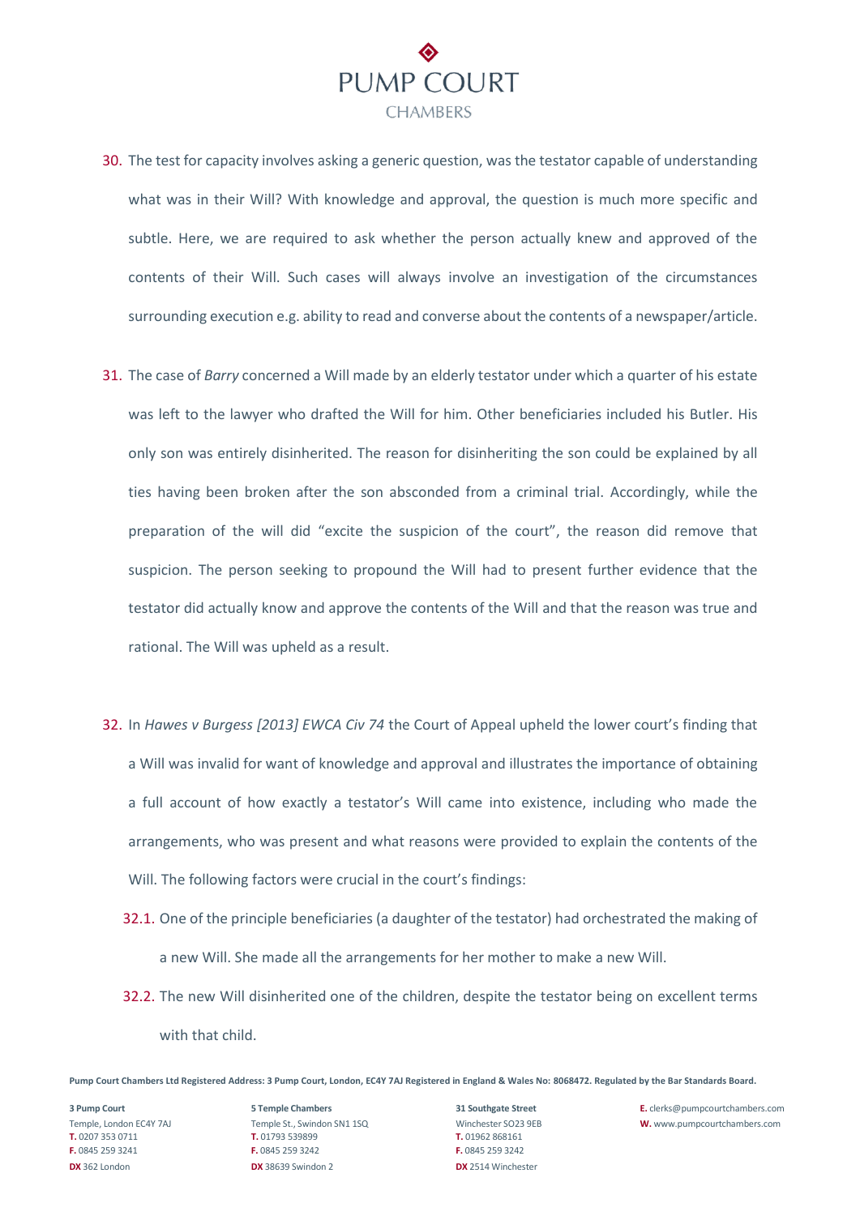30. The test for capacity involves asking a generic question, was the testator capable of understanding what was in their Will? With knowledge and approval, the question is much more specific and subtle. Here, we are required to ask whether the person actually knew and approved of the contents of their Will. Such cases will always involve an investigation of the circumstances surrounding execution e.g. ability to read and converse about the contents of a newspaper/article.

31. The case of *Barry* concerned a Will made by an elderly testator under which a quarter of his estate was left to the lawyer who drafted the Will for him. Other beneficiaries included his Butler. His only son was entirely disinherited. The reason for disinheriting the son could be explained by all ties having been broken after the son absconded from a criminal trial. Accordingly, while the preparation of the will did "excite the suspicion of the court", the reason did remove that suspicion. The person seeking to propound the Will had to present further evidence that the testator did actually know and approve the contents of the Will and that the reason was true and rational. The Will was upheld as a result.

32. In *Hawes v Burgess [2013] EWCA Civ 74* the Court of Appeal upheld the lower court's finding that a Will was invalid for want of knowledge and approval and illustrates the importance of obtaining a full account of how exactly a testator's Will came into existence, including who made the arrangements, who was present and what reasons were provided to explain the contents of the Will. The following factors were crucial in the court's findings:

    32.1. One of the principle beneficiaries (a daughter of the testator) had orchestrated the making of a new Will. She made all the arrangements for her mother to make a new Will.

    32.2. The new Will disinherited one of the children, despite the testator being on excellent terms with that child.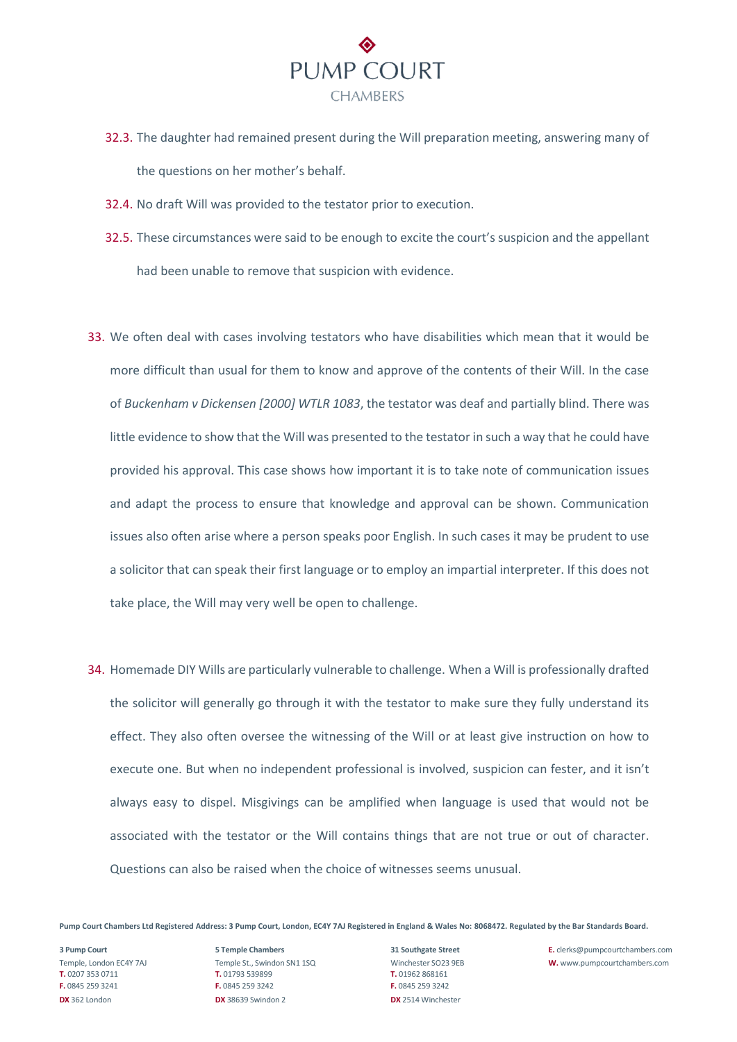32.3. The daughter had remained present during the Will preparation meeting, answering many of the questions on her mother's behalf.

32.4. No draft Will was provided to the testator prior to execution.

32.5. These circumstances were said to be enough to excite the court's suspicion and the appellant had been unable to remove that suspicion with evidence.

33. We often deal with cases involving testators who have disabilities which mean that it would be more difficult than usual for them to know and approve of the contents of their Will. In the case of *Buckenham v Dickensen [2000] WTLR 1083*, the testator was deaf and partially blind. There was little evidence to show that the Will was presented to the testator in such a way that he could have provided his approval. This case shows how important it is to take note of communication issues and adapt the process to ensure that knowledge and approval can be shown. Communication issues also often arise where a person speaks poor English. In such cases it may be prudent to use a solicitor that can speak their first language or to employ an impartial interpreter. If this does not take place, the Will may very well be open to challenge.

34. Homemade DIY Wills are particularly vulnerable to challenge. When a Will is professionally drafted the solicitor will generally go through it with the testator to make sure they fully understand its effect. They also often oversee the witnessing of the Will or at least give instruction on how to execute one. But when no independent professional is involved, suspicion can fester, and it isn't always easy to dispel. Misgivings can be amplified when language is used that would not be associated with the testator or the Will contains things that are not true or out of character. Questions can also be raised when the choice of witnesses seems unusual.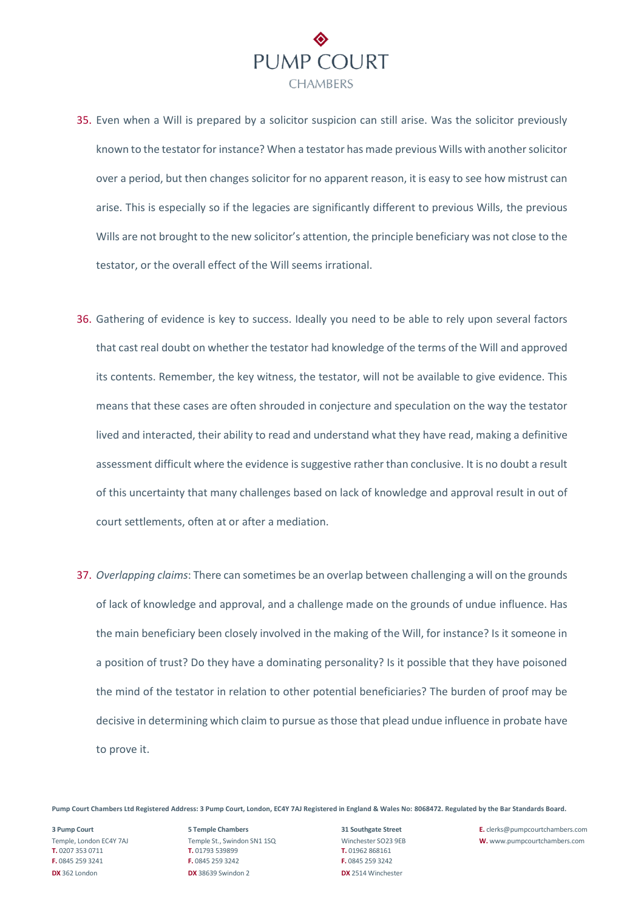35. Even when a Will is prepared by a solicitor suspicion can still arise. Was the solicitor previously known to the testator for instance? When a testator has made previous Wills with another solicitor over a period, but then changes solicitor for no apparent reason, it is easy to see how mistrust can arise. This is especially so if the legacies are significantly different to previous Wills, the previous Wills are not brought to the new solicitor's attention, the principle beneficiary was not close to the testator, or the overall effect of the Will seems irrational.

36. Gathering of evidence is key to success. Ideally you need to be able to rely upon several factors that cast real doubt on whether the testator had knowledge of the terms of the Will and approved its contents. Remember, the key witness, the testator, will not be available to give evidence. This means that these cases are often shrouded in conjecture and speculation on the way the testator lived and interacted, their ability to read and understand what they have read, making a definitive assessment difficult where the evidence is suggestive rather than conclusive. It is no doubt a result of this uncertainty that many challenges based on lack of knowledge and approval result in out of court settlements, often at or after a mediation.

37. *Overlapping claims*: There can sometimes be an overlap between challenging a will on the grounds of lack of knowledge and approval, and a challenge made on the grounds of undue influence. Has the main beneficiary been closely involved in the making of the Will, for instance? Is it someone in a position of trust? Do they have a dominating personality? Is it possible that they have poisoned the mind of the testator in relation to other potential beneficiaries? The burden of proof may be decisive in determining which claim to pursue as those that plead undue influence in probate have to prove it.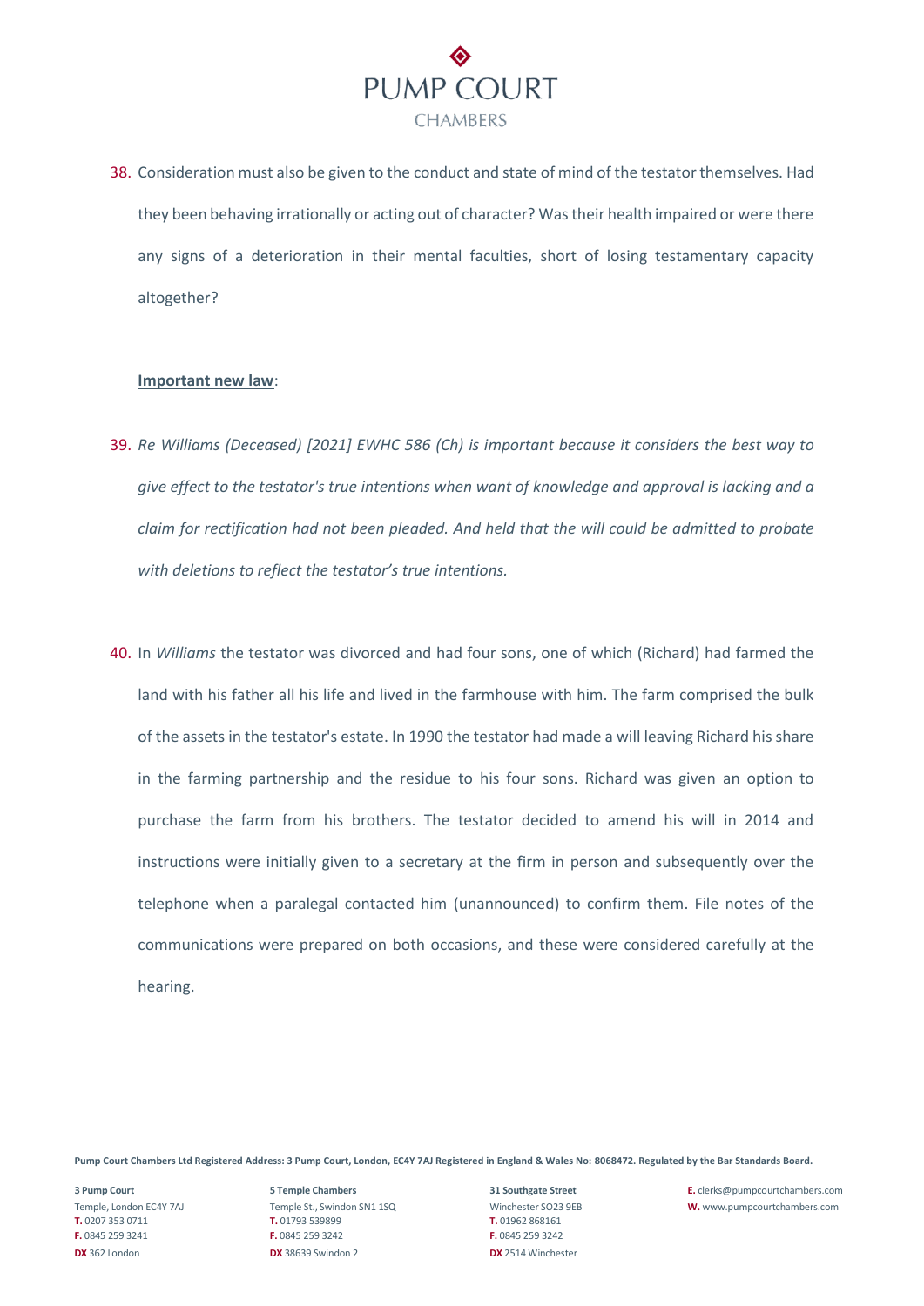38. Consideration must also be given to the conduct and state of mind of the testator themselves. Had they been behaving irrationally or acting out of character? Was their health impaired or were there any signs of a deterioration in their mental faculties, short of losing testamentary capacity altogether?

**Important new law**:

39. *Re Williams (Deceased) [2021] EWHC 586 (Ch) is important because it considers the best way to give effect to the testator's true intentions when want of knowledge and approval is lacking and a claim for rectification had not been pleaded. And held that the will could be admitted to probate with deletions to reflect the testator's true intentions.*

40. In *Williams* the testator was divorced and had four sons, one of which (Richard) had farmed the land with his father all his life and lived in the farmhouse with him. The farm comprised the bulk of the assets in the testator's estate. In 1990 the testator had made a will leaving Richard his share in the farming partnership and the residue to his four sons. Richard was given an option to purchase the farm from his brothers. The testator decided to amend his will in 2014 and instructions were initially given to a secretary at the firm in person and subsequently over the telephone when a paralegal contacted him (unannounced) to confirm them. File notes of the communications were prepared on both occasions, and these were considered carefully at the hearing.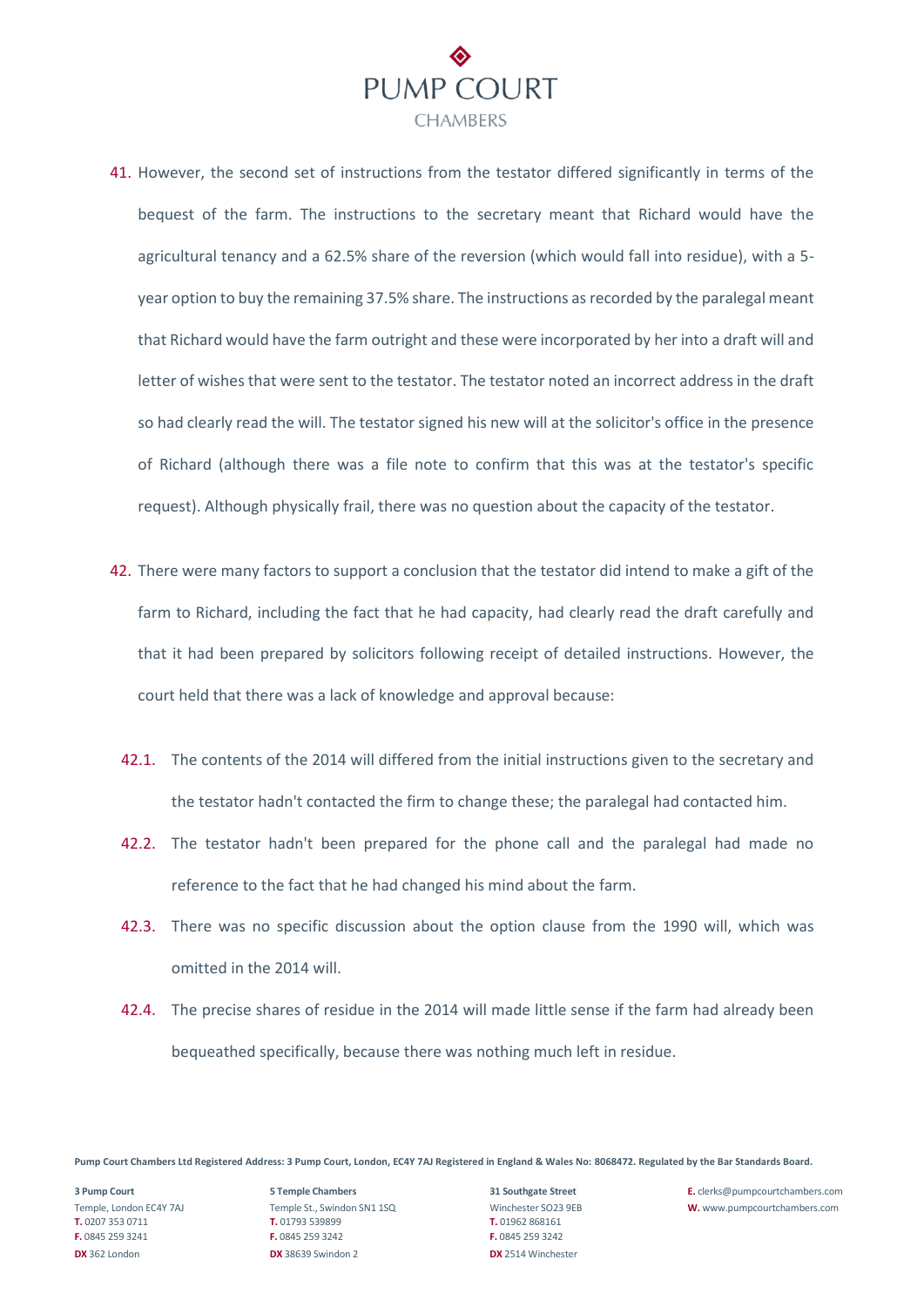41. However, the second set of instructions from the testator differed significantly in terms of the bequest of the farm. The instructions to the secretary meant that Richard would have the agricultural tenancy and a 62.5% share of the reversion (which would fall into residue), with a 5-year option to buy the remaining 37.5% share. The instructions as recorded by the paralegal meant that Richard would have the farm outright and these were incorporated by her into a draft will and letter of wishes that were sent to the testator. The testator noted an incorrect address in the draft so had clearly read the will. The testator signed his new will at the solicitor's office in the presence of Richard (although there was a file note to confirm that this was at the testator's specific request). Although physically frail, there was no question about the capacity of the testator.

42. There were many factors to support a conclusion that the testator did intend to make a gift of the farm to Richard, including the fact that he had capacity, had clearly read the draft carefully and that it had been prepared by solicitors following receipt of detailed instructions. However, the court held that there was a lack of knowledge and approval because:

    42.1. The contents of the 2014 will differed from the initial instructions given to the secretary and the testator hadn't contacted the firm to change these; the paralegal had contacted him.

    42.2. The testator hadn't been prepared for the phone call and the paralegal had made no reference to the fact that he had changed his mind about the farm.

    42.3. There was no specific discussion about the option clause from the 1990 will, which was omitted in the 2014 will.

    42.4. The precise shares of residue in the 2014 will made little sense if the farm had already been bequeathed specifically, because there was nothing much left in residue.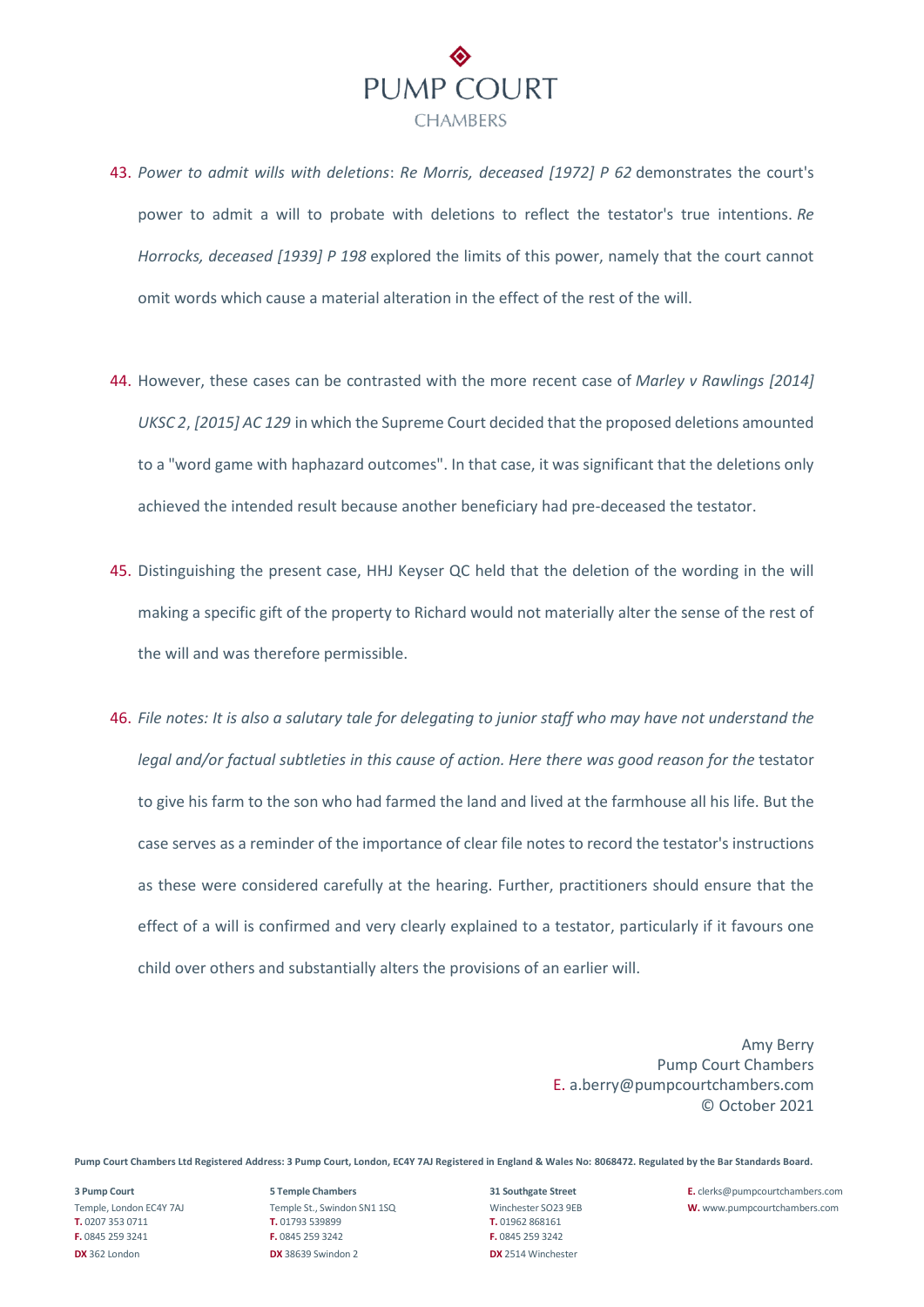43. *Power to admit wills with deletions*: *Re Morris, deceased [1972] P 62* demonstrates the court's power to admit a will to probate with deletions to reflect the testator's true intentions. *Re Horrocks, deceased [1939] P 198* explored the limits of this power, namely that the court cannot omit words which cause a material alteration in the effect of the rest of the will.

44. However, these cases can be contrasted with the more recent case of *Marley v Rawlings [2014] UKSC 2*, *[2015] AC 129* in which the Supreme Court decided that the proposed deletions amounted to a "word game with haphazard outcomes". In that case, it was significant that the deletions only achieved the intended result because another beneficiary had pre-deceased the testator.

45. Distinguishing the present case, HHJ Keyser QC held that the deletion of the wording in the will making a specific gift of the property to Richard would not materially alter the sense of the rest of the will and was therefore permissible.

46. *File notes: It is also a salutary tale for delegating to junior staff who may have not understand the legal and/or factual subtleties in this cause of action. Here there was good reason for the* testator to give his farm to the son who had farmed the land and lived at the farmhouse all his life. But the case serves as a reminder of the importance of clear file notes to record the testator's instructions as these were considered carefully at the hearing. Further, practitioners should ensure that the effect of a will is confirmed and very clearly explained to a testator, particularly if it favours one child over others and substantially alters the provisions of an earlier will.

Amy Berry
Pump Court Chambers
E. a.berry@pumpcourtchambers.com
© October 2021